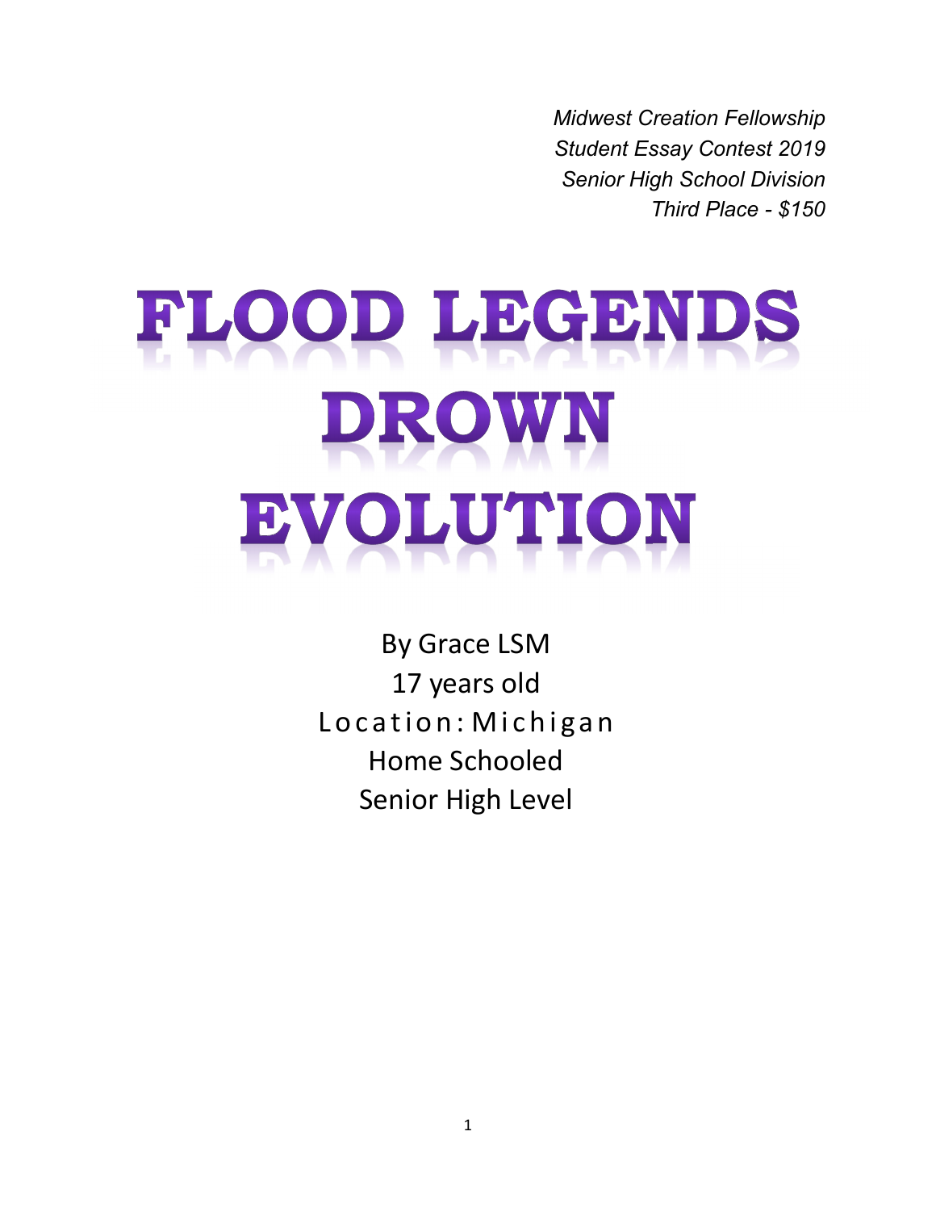*Midwest Creation Fellowship*
*Student Essay Contest 2019*
*Senior High School Division*
*Third Place - $150*

# FLOOD LEGENDS DROWN EVOLUTION

By Grace LSM
17 years old
Location: Michigan
Home Schooled
Senior High Level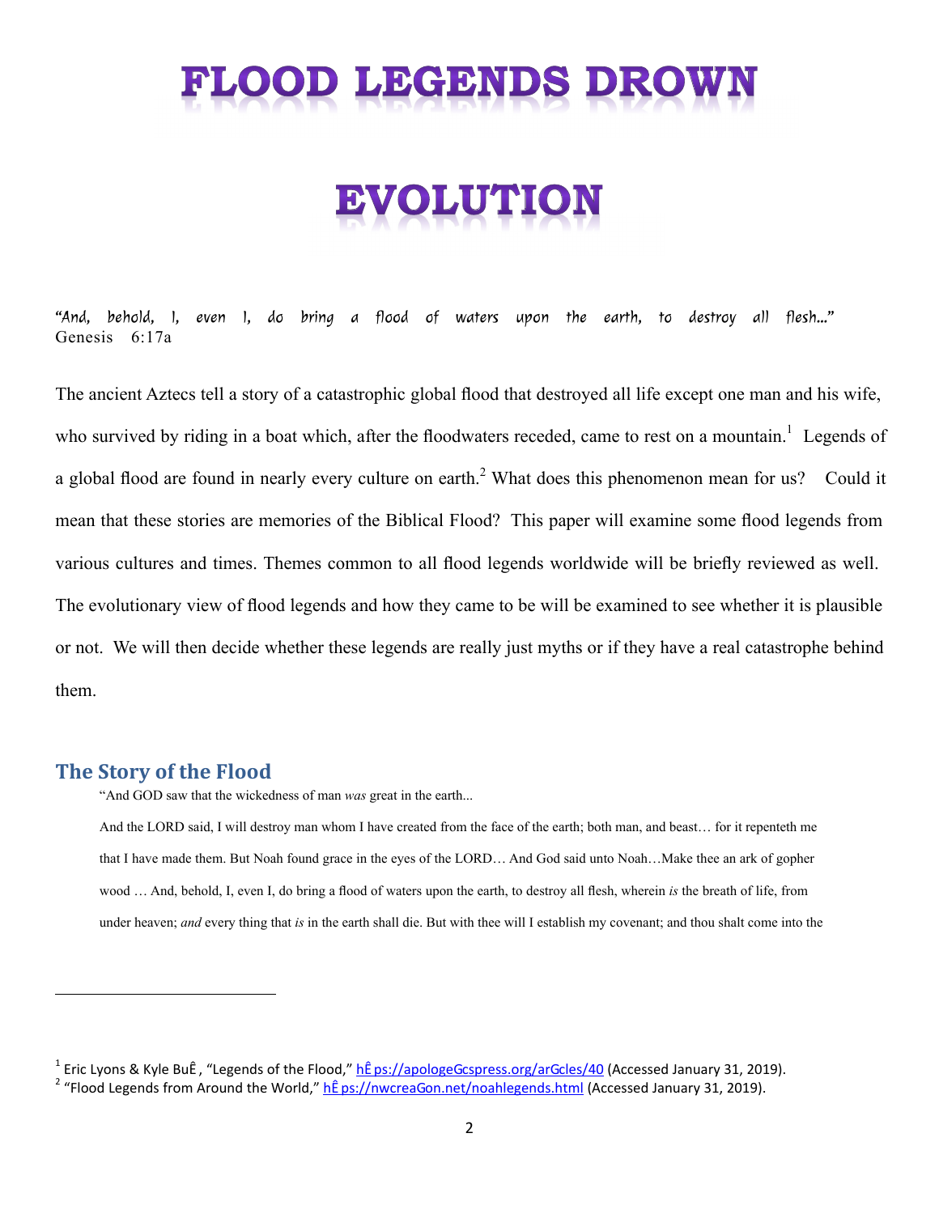# FLOOD LEGENDS DROWN EVOLUTION

"And, behold, I, even I, do bring a flood of waters upon the earth, to destroy all flesh..." Genesis 6:17a

The ancient Aztecs tell a story of a catastrophic global flood that destroyed all life except one man and his wife, who survived by riding in a boat which, after the floodwaters receded, came to rest on a mountain.[1] Legends of a global flood are found in nearly every culture on earth.[2] What does this phenomenon mean for us? Could it mean that these stories are memories of the Biblical Flood? This paper will examine some flood legends from various cultures and times. Themes common to all flood legends worldwide will be briefly reviewed as well. The evolutionary view of flood legends and how they came to be will be examined to see whether it is plausible or not. We will then decide whether these legends are really just myths or if they have a real catastrophe behind them.

## The Story of the Flood

> "And GOD saw that the wickedness of man *was* great in the earth...
>
> And the LORD said, I will destroy man whom I have created from the face of the earth; both man, and beast… for it repenteth me that I have made them. But Noah found grace in the eyes of the LORD… And God said unto Noah…Make thee an ark of gopher wood … And, behold, I, even I, do bring a flood of waters upon the earth, to destroy all flesh, wherein *is* the breath of life, from under heaven; *and* every thing that *is* in the earth shall die. But with thee will I establish my covenant; and thou shalt come into the

---

[1] Eric Lyons & Kyle Butt, "Legends of the Flood," https://apologeticspress.org/articles/40 (Accessed January 31, 2019).

[2] "Flood Legends from Around the World," https://nwcreation.net/noahlegends.html (Accessed January 31, 2019).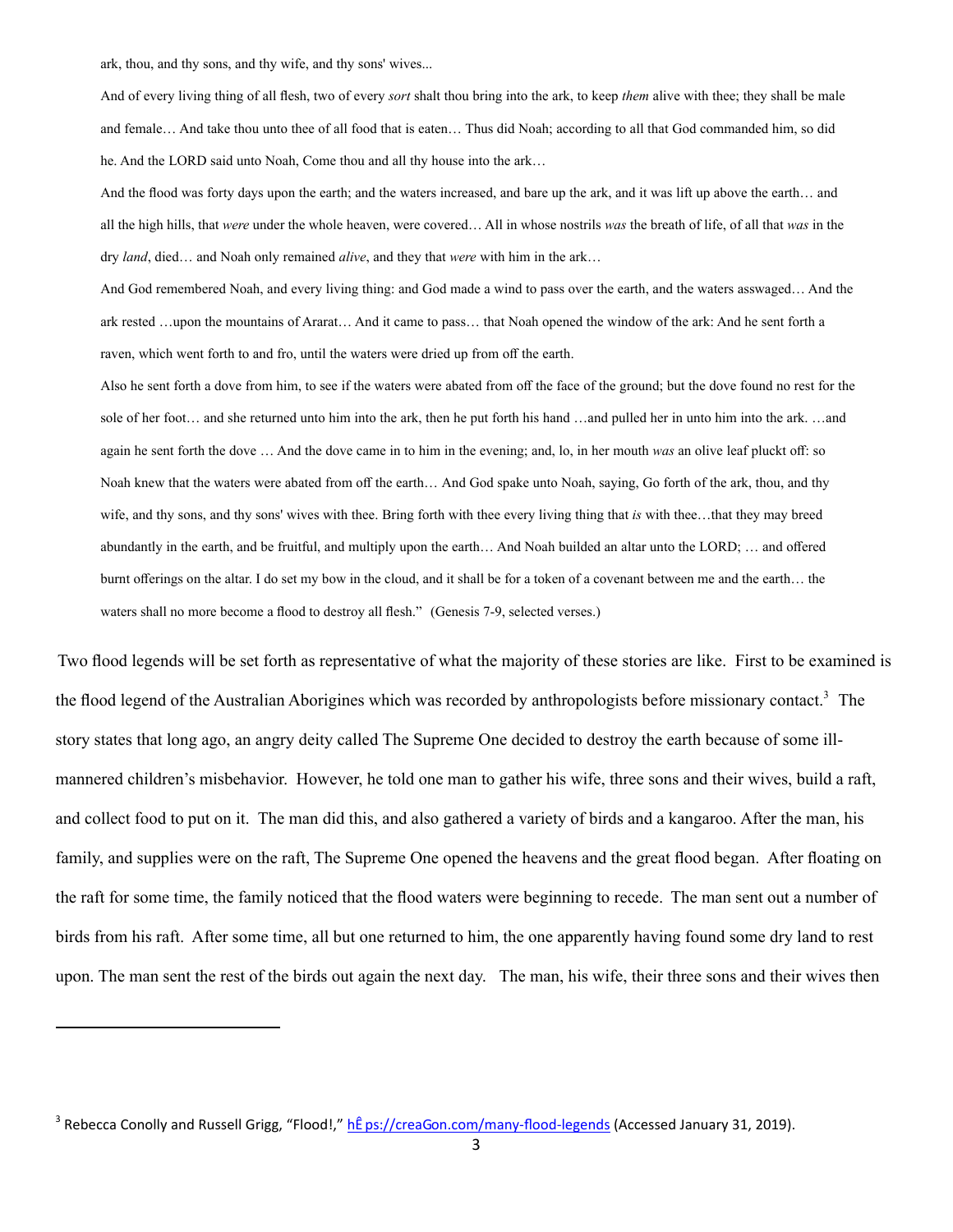ark, thou, and thy sons, and thy wife, and thy sons' wives...

And of every living thing of all flesh, two of every *sort* shalt thou bring into the ark, to keep *them* alive with thee; they shall be male and female… And take thou unto thee of all food that is eaten… Thus did Noah; according to all that God commanded him, so did he. And the LORD said unto Noah, Come thou and all thy house into the ark…

And the flood was forty days upon the earth; and the waters increased, and bare up the ark, and it was lift up above the earth… and all the high hills, that *were* under the whole heaven, were covered… All in whose nostrils *was* the breath of life, of all that *was* in the dry *land*, died… and Noah only remained *alive*, and they that *were* with him in the ark…

And God remembered Noah, and every living thing: and God made a wind to pass over the earth, and the waters asswaged… And the ark rested …upon the mountains of Ararat… And it came to pass… that Noah opened the window of the ark: And he sent forth a raven, which went forth to and fro, until the waters were dried up from off the earth.

Also he sent forth a dove from him, to see if the waters were abated from off the face of the ground; but the dove found no rest for the sole of her foot… and she returned unto him into the ark, then he put forth his hand …and pulled her in unto him into the ark. …and again he sent forth the dove … And the dove came in to him in the evening; and, lo, in her mouth *was* an olive leaf pluckt off: so Noah knew that the waters were abated from off the earth… And God spake unto Noah, saying, Go forth of the ark, thou, and thy wife, and thy sons, and thy sons' wives with thee. Bring forth with thee every living thing that *is* with thee…that they may breed abundantly in the earth, and be fruitful, and multiply upon the earth… And Noah builded an altar unto the LORD; … and offered burnt offerings on the altar. I do set my bow in the cloud, and it shall be for a token of a covenant between me and the earth… the waters shall no more become a flood to destroy all flesh." (Genesis 7-9, selected verses.)

Two flood legends will be set forth as representative of what the majority of these stories are like. First to be examined is the flood legend of the Australian Aborigines which was recorded by anthropologists before missionary contact.[3] The story states that long ago, an angry deity called The Supreme One decided to destroy the earth because of some ill-mannered children's misbehavior. However, he told one man to gather his wife, three sons and their wives, build a raft, and collect food to put on it. The man did this, and also gathered a variety of birds and a kangaroo. After the man, his family, and supplies were on the raft, The Supreme One opened the heavens and the great flood began. After floating on the raft for some time, the family noticed that the flood waters were beginning to recede. The man sent out a number of birds from his raft. After some time, all but one returned to him, the one apparently having found some dry land to rest upon. The man sent the rest of the birds out again the next day. The man, his wife, their three sons and their wives then

---

[3] Rebecca Conolly and Russell Grigg, "Flood!," hÊ ps://creaGon.com/many-flood-legends (Accessed January 31, 2019).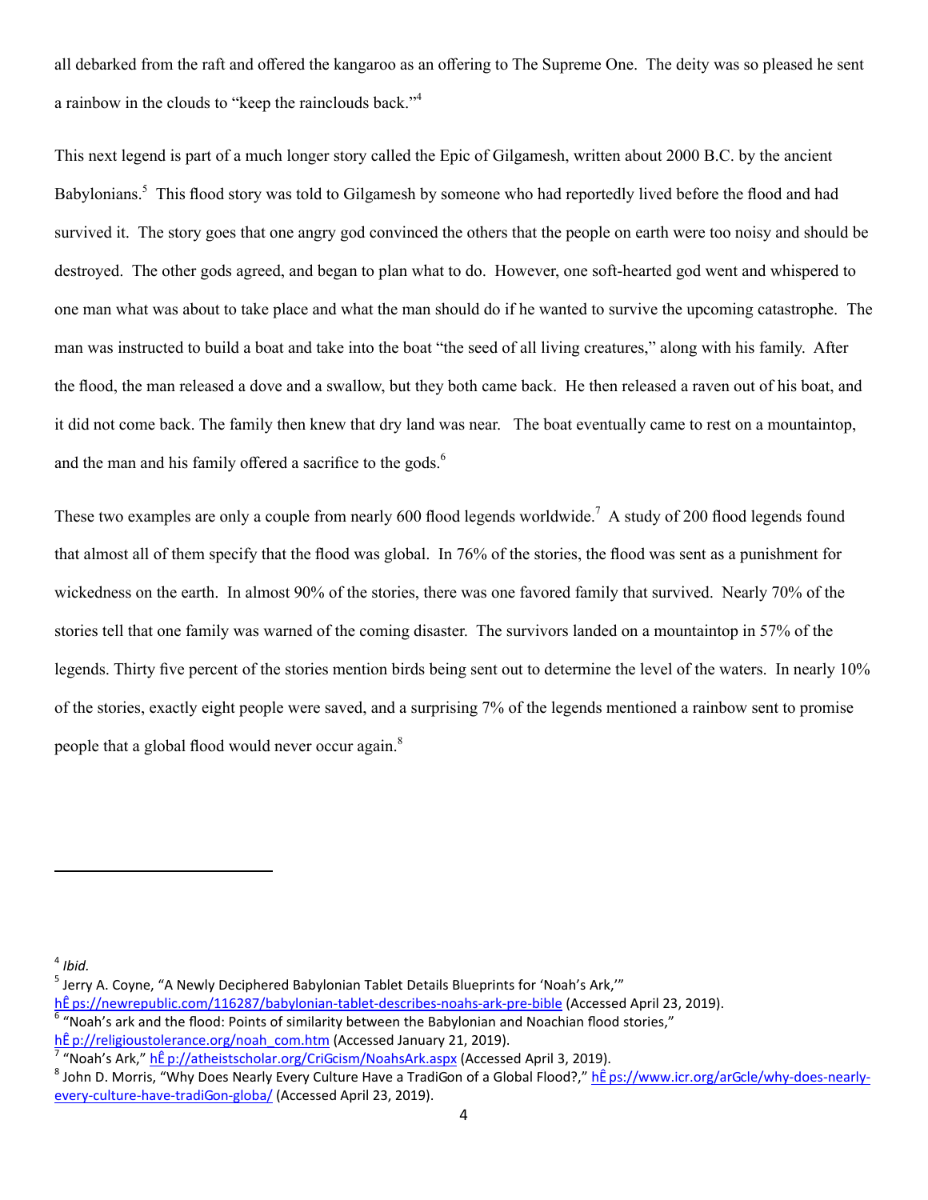all debarked from the raft and offered the kangaroo as an offering to The Supreme One. The deity was so pleased he sent a rainbow in the clouds to "keep the rainclouds back."[4]

This next legend is part of a much longer story called the Epic of Gilgamesh, written about 2000 B.C. by the ancient Babylonians.[5] This flood story was told to Gilgamesh by someone who had reportedly lived before the flood and had survived it. The story goes that one angry god convinced the others that the people on earth were too noisy and should be destroyed. The other gods agreed, and began to plan what to do. However, one soft-hearted god went and whispered to one man what was about to take place and what the man should do if he wanted to survive the upcoming catastrophe. The man was instructed to build a boat and take into the boat "the seed of all living creatures," along with his family. After the flood, the man released a dove and a swallow, but they both came back. He then released a raven out of his boat, and it did not come back. The family then knew that dry land was near. The boat eventually came to rest on a mountaintop, and the man and his family offered a sacrifice to the gods.[6]

These two examples are only a couple from nearly 600 flood legends worldwide.[7] A study of 200 flood legends found that almost all of them specify that the flood was global. In 76% of the stories, the flood was sent as a punishment for wickedness on the earth. In almost 90% of the stories, there was one favored family that survived. Nearly 70% of the stories tell that one family was warned of the coming disaster. The survivors landed on a mountaintop in 57% of the legends. Thirty five percent of the stories mention birds being sent out to determine the level of the waters. In nearly 10% of the stories, exactly eight people were saved, and a surprising 7% of the legends mentioned a rainbow sent to promise people that a global flood would never occur again.[8]

---

[4] *Ibid.*

[5] Jerry A. Coyne, "A Newly Deciphered Babylonian Tablet Details Blueprints for 'Noah's Ark,'" https://newrepublic.com/116287/babylonian-tablet-describes-noahs-ark-pre-bible (Accessed April 23, 2019).

[6] "Noah's ark and the flood: Points of similarity between the Babylonian and Noachian flood stories," http://religioustolerance.org/noah_com.htm (Accessed January 21, 2019).

[7] "Noah's Ark," http://atheistscholar.org/Criticism/NoahsArk.aspx (Accessed April 3, 2019).

[8] John D. Morris, "Why Does Nearly Every Culture Have a Tradition of a Global Flood?," https://www.icr.org/article/why-does-nearly-every-culture-have-tradition-globa/ (Accessed April 23, 2019).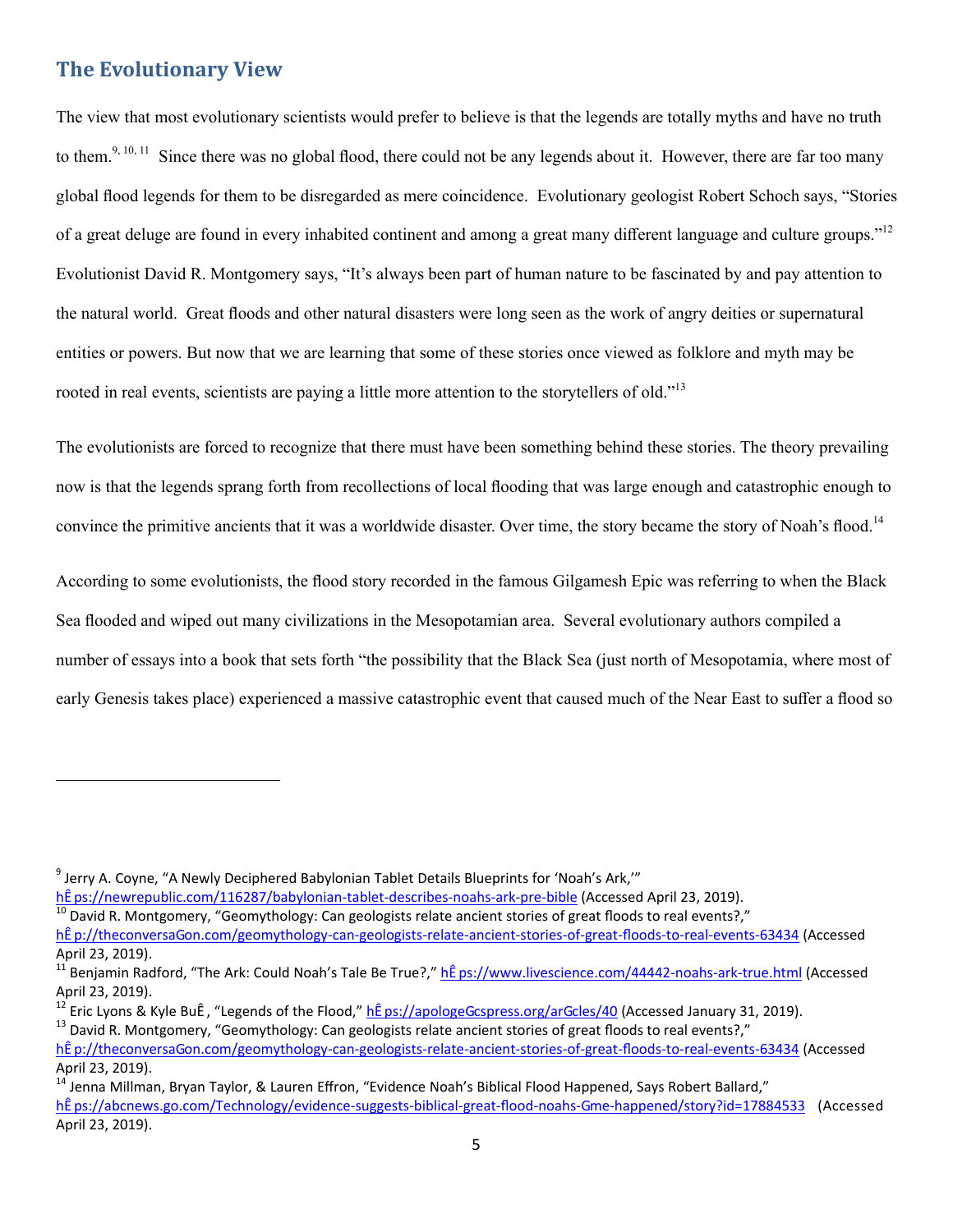## The Evolutionary View

The view that most evolutionary scientists would prefer to believe is that the legends are totally myths and have no truth to them.[9, 10, 11] Since there was no global flood, there could not be any legends about it. However, there are far too many global flood legends for them to be disregarded as mere coincidence. Evolutionary geologist Robert Schoch says, "Stories of a great deluge are found in every inhabited continent and among a great many different language and culture groups."[12] Evolutionist David R. Montgomery says, "It's always been part of human nature to be fascinated by and pay attention to the natural world. Great floods and other natural disasters were long seen as the work of angry deities or supernatural entities or powers. But now that we are learning that some of these stories once viewed as folklore and myth may be rooted in real events, scientists are paying a little more attention to the storytellers of old."[13]

The evolutionists are forced to recognize that there must have been something behind these stories. The theory prevailing now is that the legends sprang forth from recollections of local flooding that was large enough and catastrophic enough to convince the primitive ancients that it was a worldwide disaster. Over time, the story became the story of Noah's flood.[14]

According to some evolutionists, the flood story recorded in the famous Gilgamesh Epic was referring to when the Black Sea flooded and wiped out many civilizations in the Mesopotamian area. Several evolutionary authors compiled a number of essays into a book that sets forth "the possibility that the Black Sea (just north of Mesopotamia, where most of early Genesis takes place) experienced a massive catastrophic event that caused much of the Near East to suffer a flood so

---

[9] Jerry A. Coyne, "A Newly Deciphered Babylonian Tablet Details Blueprints for 'Noah's Ark,'" https://newrepublic.com/116287/babylonian-tablet-describes-noahs-ark-pre-bible (Accessed April 23, 2019).

[10] David R. Montgomery, "Geomythology: Can geologists relate ancient stories of great floods to real events?," http://theconversation.com/geomythology-can-geologists-relate-ancient-stories-of-great-floods-to-real-events-63434 (Accessed April 23, 2019).

[11] Benjamin Radford, "The Ark: Could Noah's Tale Be True?," https://www.livescience.com/44442-noahs-ark-true.html (Accessed April 23, 2019).

[12] Eric Lyons & Kyle Butt, "Legends of the Flood," https://apologeticspress.org/articles/40 (Accessed January 31, 2019).

[13] David R. Montgomery, "Geomythology: Can geologists relate ancient stories of great floods to real events?," http://theconversation.com/geomythology-can-geologists-relate-ancient-stories-of-great-floods-to-real-events-63434 (Accessed April 23, 2019).

[14] Jenna Millman, Bryan Taylor, & Lauren Effron, "Evidence Noah's Biblical Flood Happened, Says Robert Ballard," https://abcnews.go.com/Technology/evidence-suggests-biblical-great-flood-noahs-time-happened/story?id=17884533 (Accessed April 23, 2019).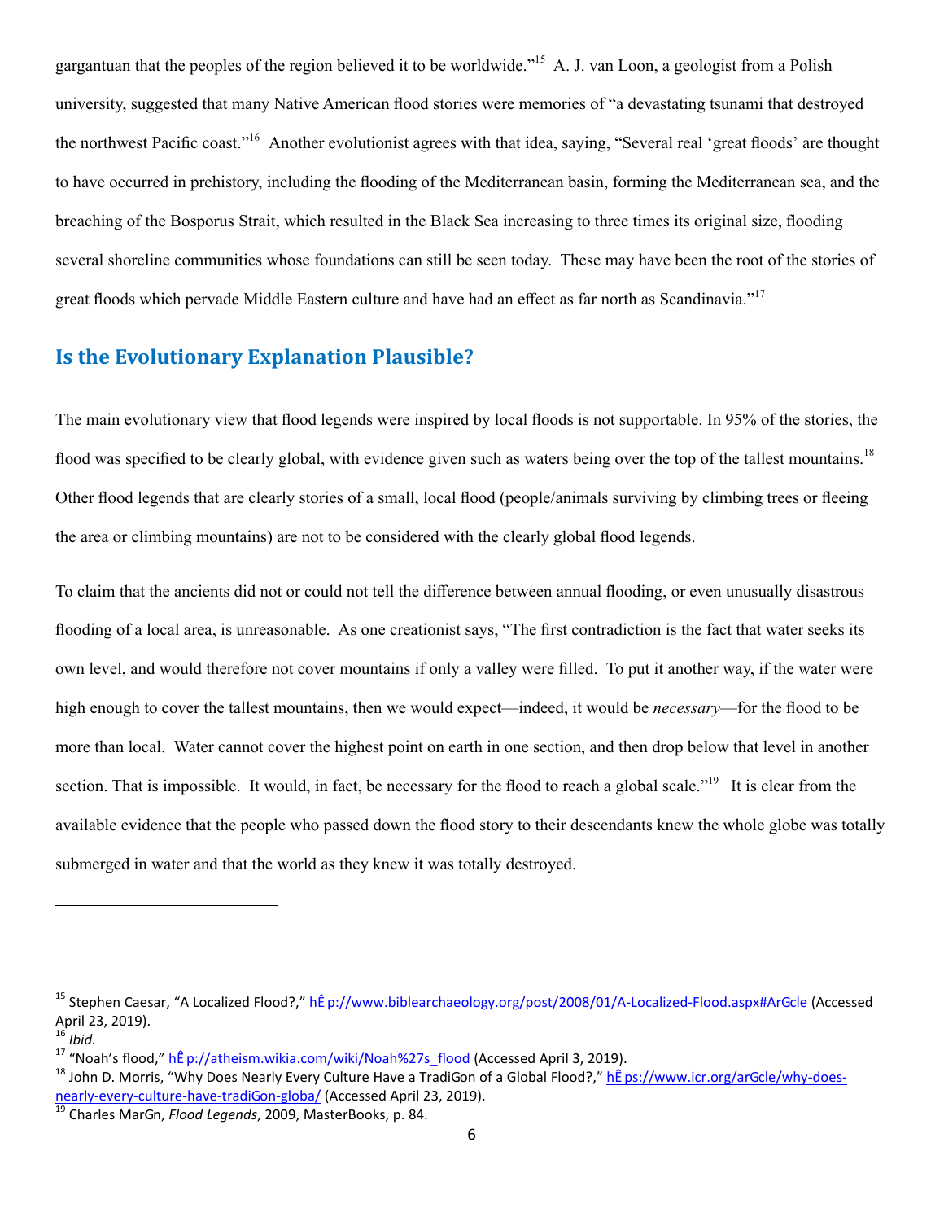gargantuan that the peoples of the region believed it to be worldwide."[15] A. J. van Loon, a geologist from a Polish university, suggested that many Native American flood stories were memories of "a devastating tsunami that destroyed the northwest Pacific coast."[16] Another evolutionist agrees with that idea, saying, "Several real 'great floods' are thought to have occurred in prehistory, including the flooding of the Mediterranean basin, forming the Mediterranean sea, and the breaching of the Bosporus Strait, which resulted in the Black Sea increasing to three times its original size, flooding several shoreline communities whose foundations can still be seen today. These may have been the root of the stories of great floods which pervade Middle Eastern culture and have had an effect as far north as Scandinavia."[17]

## Is the Evolutionary Explanation Plausible?

The main evolutionary view that flood legends were inspired by local floods is not supportable. In 95% of the stories, the flood was specified to be clearly global, with evidence given such as waters being over the top of the tallest mountains.[18] Other flood legends that are clearly stories of a small, local flood (people/animals surviving by climbing trees or fleeing the area or climbing mountains) are not to be considered with the clearly global flood legends.

To claim that the ancients did not or could not tell the difference between annual flooding, or even unusually disastrous flooding of a local area, is unreasonable. As one creationist says, "The first contradiction is the fact that water seeks its own level, and would therefore not cover mountains if only a valley were filled. To put it another way, if the water were high enough to cover the tallest mountains, then we would expect—indeed, it would be *necessary*—for the flood to be more than local. Water cannot cover the highest point on earth in one section, and then drop below that level in another section. That is impossible. It would, in fact, be necessary for the flood to reach a global scale."[19] It is clear from the available evidence that the people who passed down the flood story to their descendants knew the whole globe was totally submerged in water and that the world as they knew it was totally destroyed.

---

[15] Stephen Caesar, "A Localized Flood?," http://www.biblearchaeology.org/post/2008/01/A-Localized-Flood.aspx#Article (Accessed April 23, 2019).

[16] *Ibid.*

[17] "Noah's flood," http://atheism.wikia.com/wiki/Noah%27s_flood (Accessed April 3, 2019).

[18] John D. Morris, "Why Does Nearly Every Culture Have a Tradition of a Global Flood?," https://www.icr.org/article/why-does-nearly-every-culture-have-tradition-globa/ (Accessed April 23, 2019).

[19] Charles Martin, *Flood Legends*, 2009, MasterBooks, p. 84.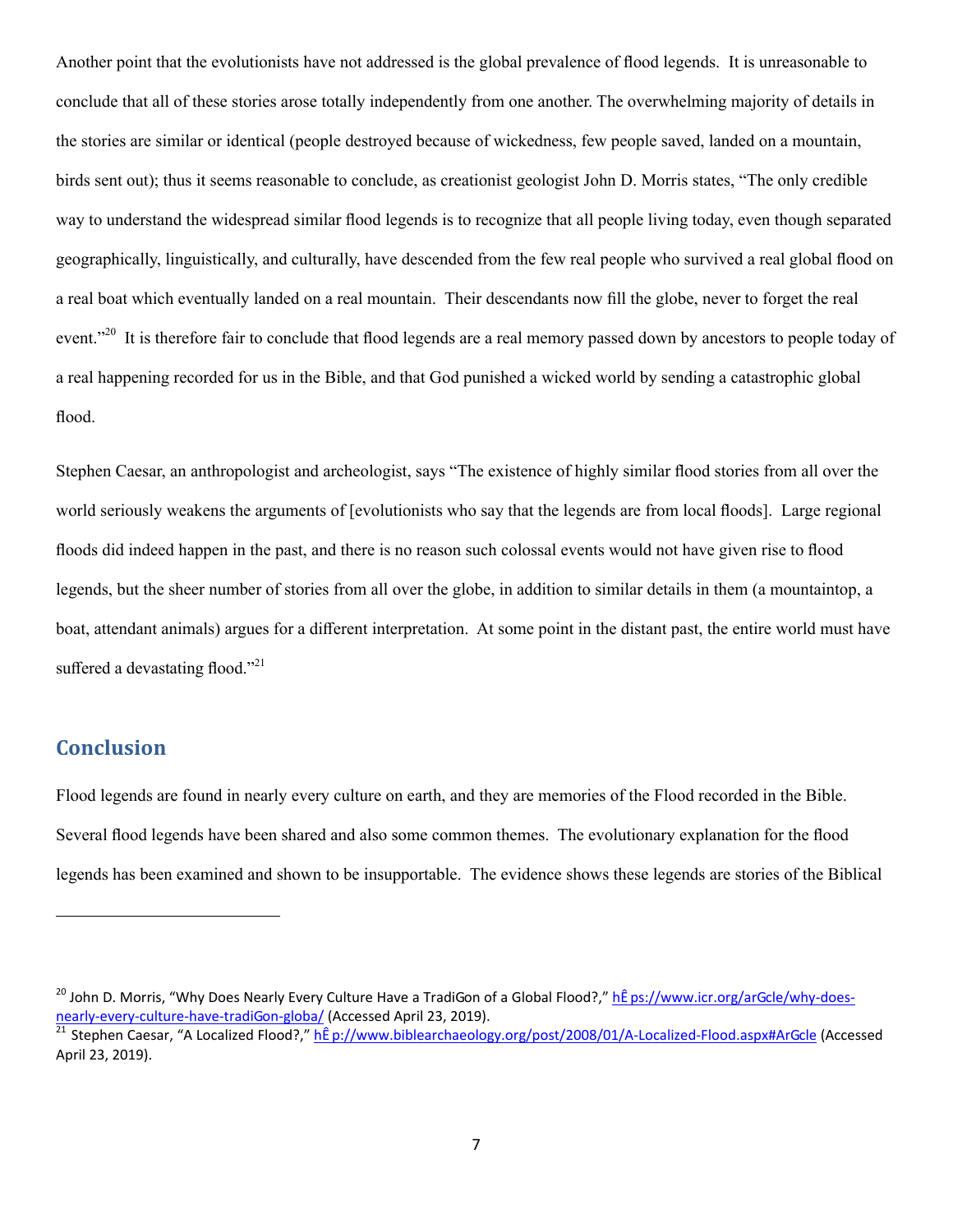Another point that the evolutionists have not addressed is the global prevalence of flood legends. It is unreasonable to conclude that all of these stories arose totally independently from one another. The overwhelming majority of details in the stories are similar or identical (people destroyed because of wickedness, few people saved, landed on a mountain, birds sent out); thus it seems reasonable to conclude, as creationist geologist John D. Morris states, "The only credible way to understand the widespread similar flood legends is to recognize that all people living today, even though separated geographically, linguistically, and culturally, have descended from the few real people who survived a real global flood on a real boat which eventually landed on a real mountain. Their descendants now fill the globe, never to forget the real event."[20] It is therefore fair to conclude that flood legends are a real memory passed down by ancestors to people today of a real happening recorded for us in the Bible, and that God punished a wicked world by sending a catastrophic global flood.

Stephen Caesar, an anthropologist and archeologist, says "The existence of highly similar flood stories from all over the world seriously weakens the arguments of [evolutionists who say that the legends are from local floods]. Large regional floods did indeed happen in the past, and there is no reason such colossal events would not have given rise to flood legends, but the sheer number of stories from all over the globe, in addition to similar details in them (a mountaintop, a boat, attendant animals) argues for a different interpretation. At some point in the distant past, the entire world must have suffered a devastating flood."[21]

## Conclusion

Flood legends are found in nearly every culture on earth, and they are memories of the Flood recorded in the Bible. Several flood legends have been shared and also some common themes. The evolutionary explanation for the flood legends has been examined and shown to be insupportable. The evidence shows these legends are stories of the Biblical

---

[20] John D. Morris, "Why Does Nearly Every Culture Have a TradiGon of a Global Flood?," hÊ ps://www.icr.org/arGcle/why-does-nearly-every-culture-have-tradiGon-globa/ (Accessed April 23, 2019).

[21] Stephen Caesar, "A Localized Flood?," hÊ p://www.biblearchaeology.org/post/2008/01/A-Localized-Flood.aspx#ArGcle (Accessed April 23, 2019).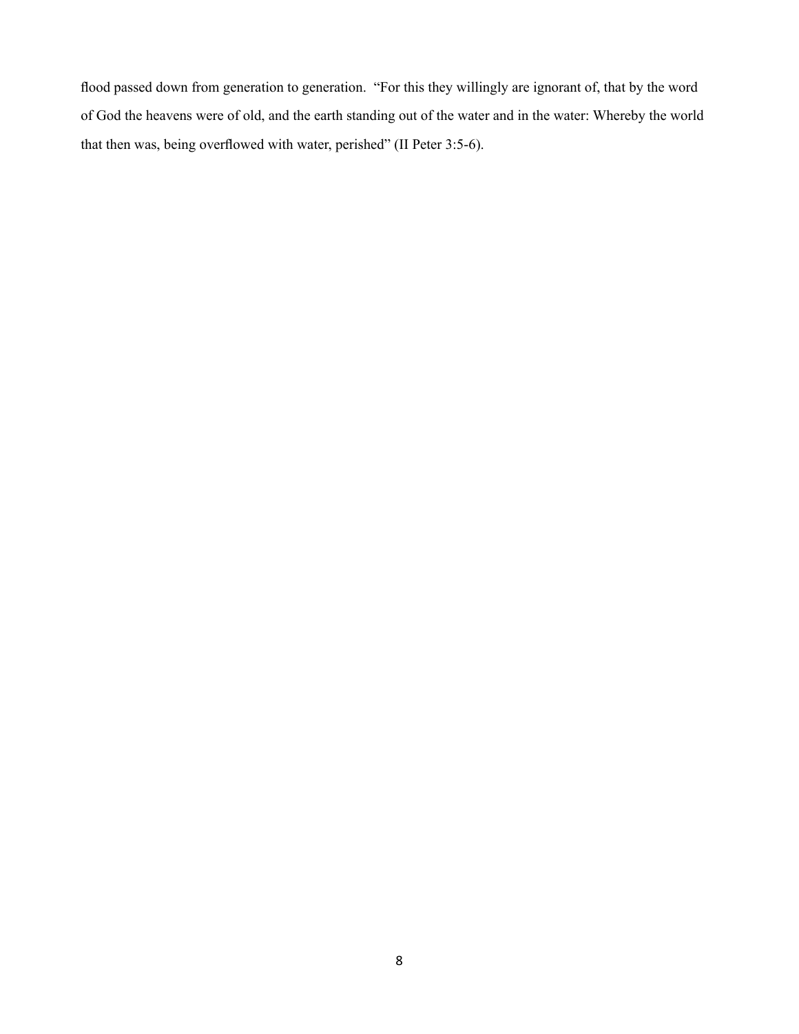flood passed down from generation to generation. "For this they willingly are ignorant of, that by the word of God the heavens were of old, and the earth standing out of the water and in the water: Whereby the world that then was, being overflowed with water, perished" (II Peter 3:5-6).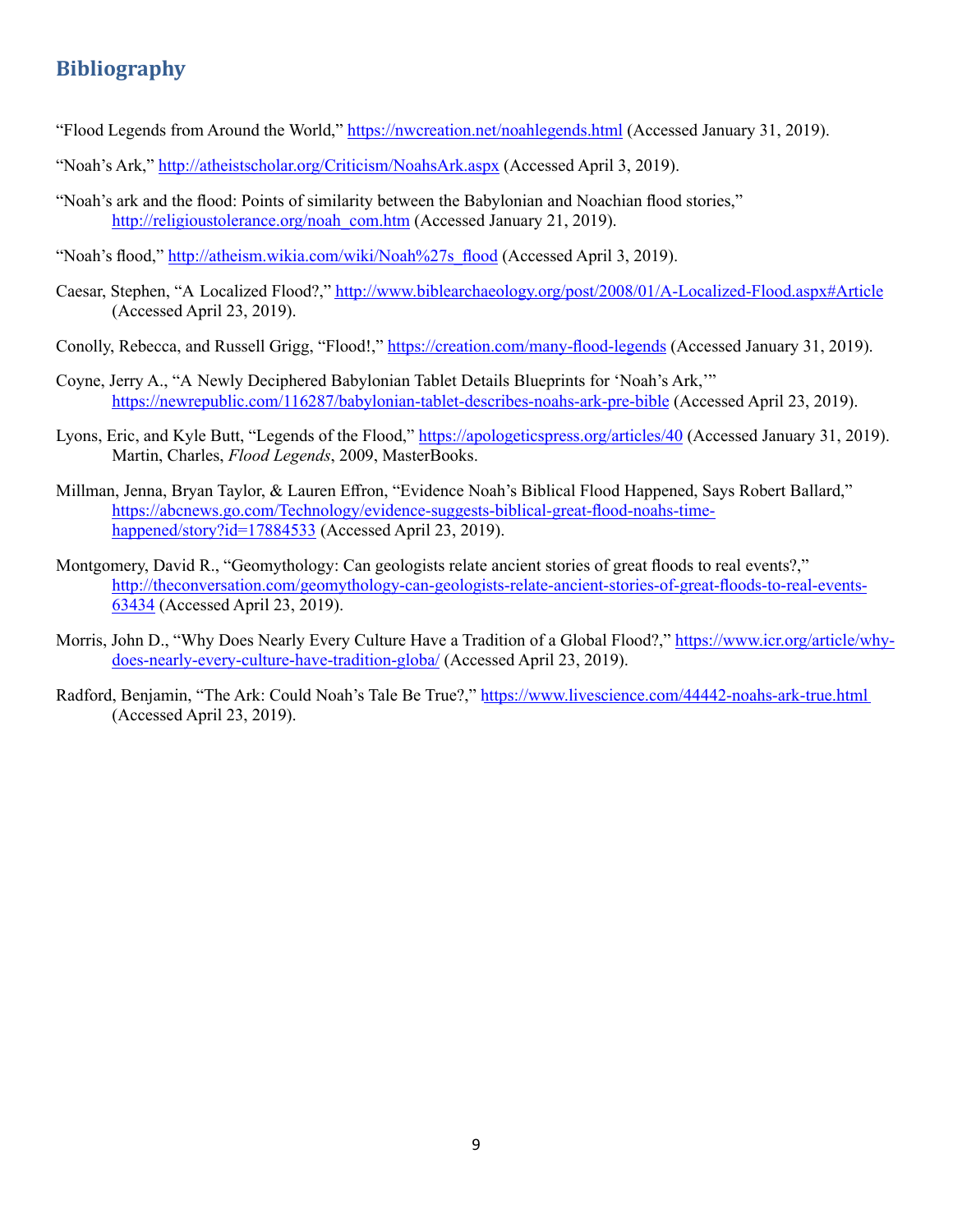## Bibliography

"Flood Legends from Around the World," https://nwcreation.net/noahlegends.html (Accessed January 31, 2019).

"Noah's Ark," http://atheistscholar.org/Criticism/NoahsArk.aspx (Accessed April 3, 2019).

"Noah's ark and the flood: Points of similarity between the Babylonian and Noachian flood stories," http://religioustolerance.org/noah_com.htm (Accessed January 21, 2019).

"Noah's flood," http://atheism.wikia.com/wiki/Noah%27s_flood (Accessed April 3, 2019).

Caesar, Stephen, "A Localized Flood?," http://www.biblearchaeology.org/post/2008/01/A-Localized-Flood.aspx#Article (Accessed April 23, 2019).

Conolly, Rebecca, and Russell Grigg, "Flood!," https://creation.com/many-flood-legends (Accessed January 31, 2019).

Coyne, Jerry A., "A Newly Deciphered Babylonian Tablet Details Blueprints for 'Noah's Ark,'" https://newrepublic.com/116287/babylonian-tablet-describes-noahs-ark-pre-bible (Accessed April 23, 2019).

Lyons, Eric, and Kyle Butt, "Legends of the Flood," https://apologeticspress.org/articles/40 (Accessed January 31, 2019). Martin, Charles, *Flood Legends*, 2009, MasterBooks.

Millman, Jenna, Bryan Taylor, & Lauren Effron, "Evidence Noah's Biblical Flood Happened, Says Robert Ballard," https://abcnews.go.com/Technology/evidence-suggests-biblical-great-flood-noahs-time-happened/story?id=17884533 (Accessed April 23, 2019).

Montgomery, David R., "Geomythology: Can geologists relate ancient stories of great floods to real events?," http://theconversation.com/geomythology-can-geologists-relate-ancient-stories-of-great-floods-to-real-events-63434 (Accessed April 23, 2019).

Morris, John D., "Why Does Nearly Every Culture Have a Tradition of a Global Flood?," https://www.icr.org/article/why-does-nearly-every-culture-have-tradition-globa/ (Accessed April 23, 2019).

Radford, Benjamin, "The Ark: Could Noah's Tale Be True?," https://www.livescience.com/44442-noahs-ark-true.html (Accessed April 23, 2019).